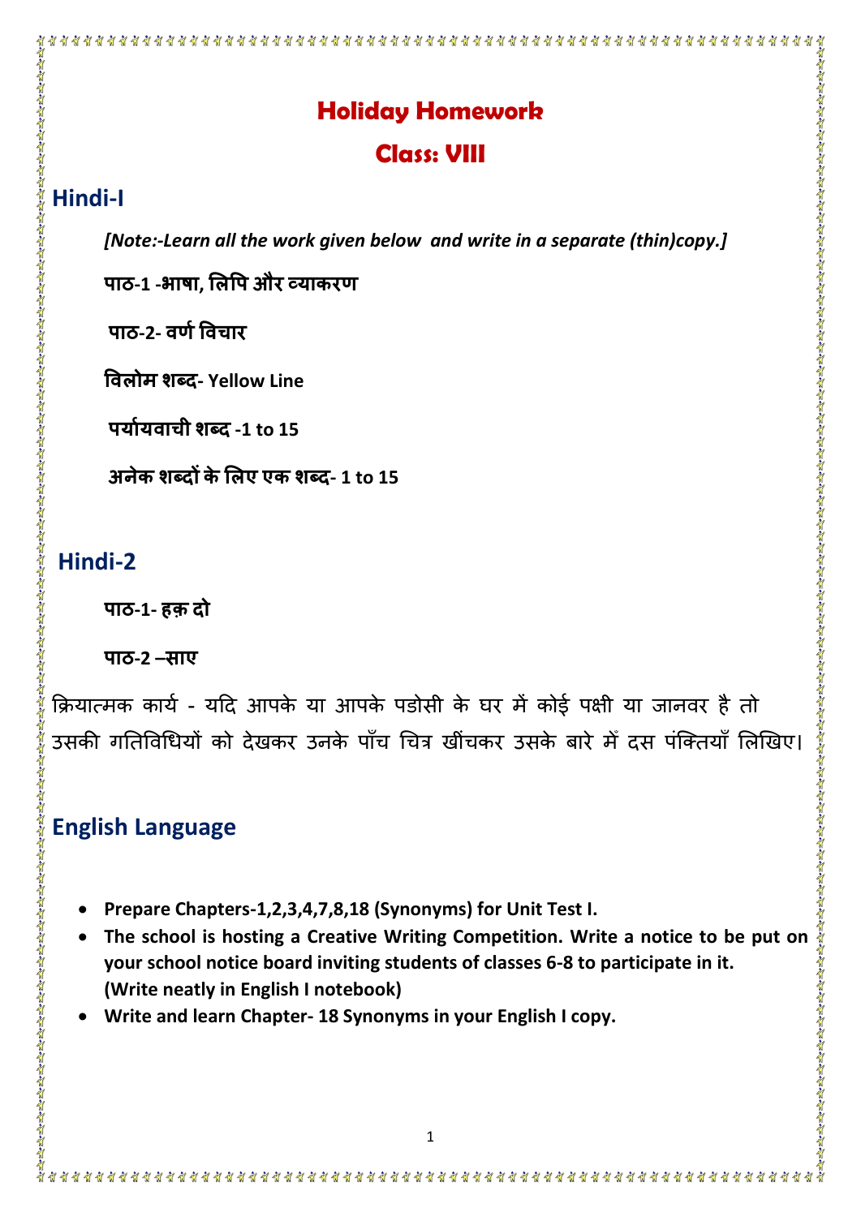# Holiday Homework

# Class: VIII

## Hindi-I

*[Note:-Learn all the work given below and write in a separate (thin)copy.]*

**पाठ-1 -भाषा, लिपि और व्याकरण**

**पाठ-2- वर्ण विचार**

**विलोम शब्द- Yellow Line**

**पर्यायवाची शब्द -1 to 15**

**अनेक शब्दों के लिए एक शब्द- 1 to 15**

## Hindi-2

**पाठ-1- हक़ दो**

**पाठ-2 –साए**

क्रियात्मक कार्य - यदि आपके या आपके पडोसी के घर में कोई पक्षी या जानवर है तो उसकी गतिविधियों को देखकर उनके पाँच चित्र खींचकर उसके बारे में दस पंक्तियाँ लिखिए।

## English Language

- **Prepare Chapters-1,2,3,4,7,8,18 (Synonyms) for Unit Test I.**
- **The school is hosting a Creative Writing Competition. Write a notice to be put on your school notice board inviting students of classes 6-8 to participate in it. (Write neatly in English I notebook)**
- **Write and learn Chapter- 18 Synonyms in your English I copy.**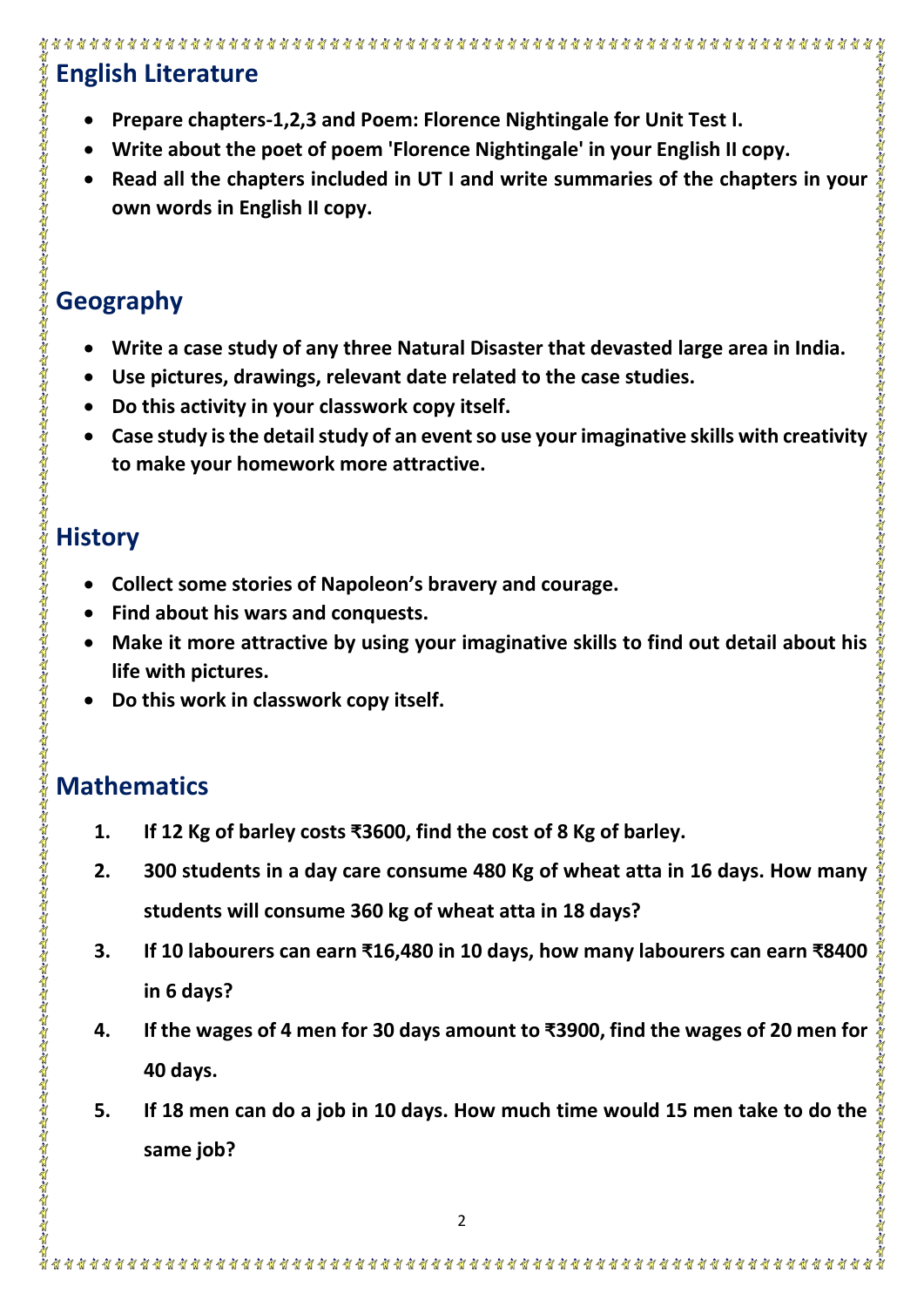## English Literature

- **Prepare chapters-1,2,3 and Poem: Florence Nightingale for Unit Test I.**
- **Write about the poet of poem 'Florence Nightingale' in your English II copy.**
- **Read all the chapters included in UT I and write summaries of the chapters in your own words in English II copy.**

## Geography

- **Write a case study of any three Natural Disaster that devasted large area in India.**
- **Use pictures, drawings, relevant date related to the case studies.**
- **Do this activity in your classwork copy itself.**
- **Case study is the detail study of an event so use your imaginative skills with creativity to make your homework more attractive.**

## History

- **Collect some stories of Napoleon's bravery and courage.**
- **Find about his wars and conquests.**
- **Make it more attractive by using your imaginative skills to find out detail about his life with pictures.**
- **Do this work in classwork copy itself.**

## Mathematics

1. **If 12 Kg of barley costs ₹3600, find the cost of 8 Kg of barley.**
2. **300 students in a day care consume 480 Kg of wheat atta in 16 days. How many students will consume 360 kg of wheat atta in 18 days?**
3. **If 10 labourers can earn ₹16,480 in 10 days, how many labourers can earn ₹8400 in 6 days?**
4. **If the wages of 4 men for 30 days amount to ₹3900, find the wages of 20 men for 40 days.**
5. **If 18 men can do a job in 10 days. How much time would 15 men take to do the same job?**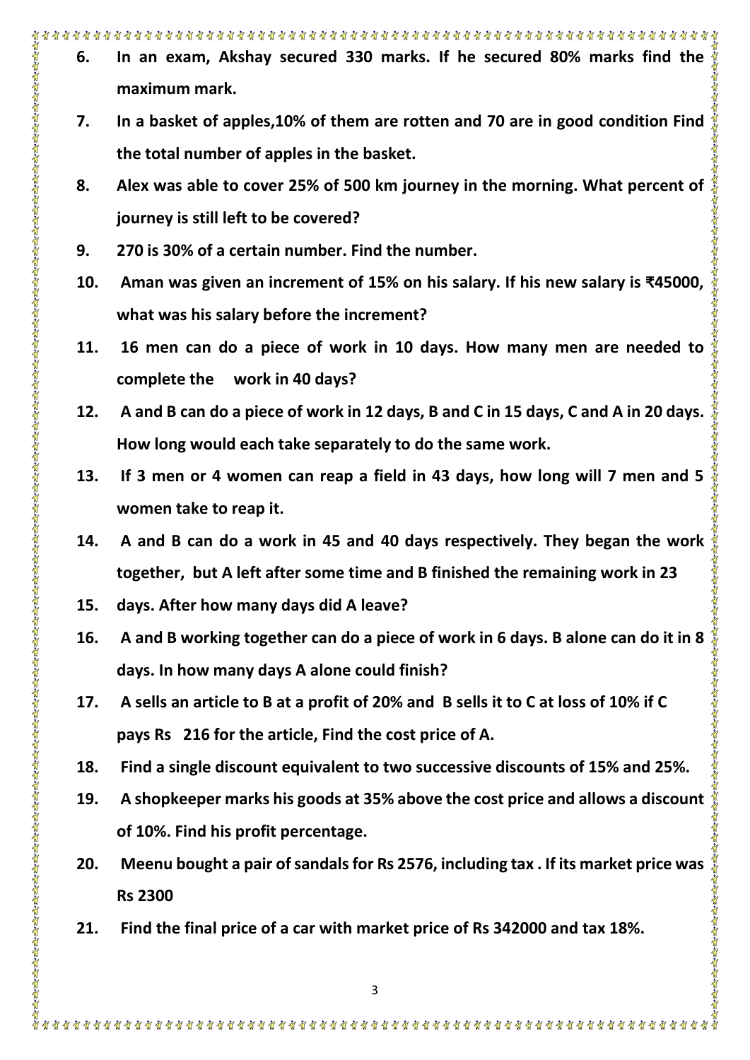6. **In an exam, Akshay secured 330 marks. If he secured 80% marks find the maximum mark.**
7. **In a basket of apples,10% of them are rotten and 70 are in good condition Find the total number of apples in the basket.**
8. **Alex was able to cover 25% of 500 km journey in the morning. What percent of journey is still left to be covered?**
9. **270 is 30% of a certain number. Find the number.**
10. **Aman was given an increment of 15% on his salary. If his new salary is ₹45000, what was his salary before the increment?**
11. **16 men can do a piece of work in 10 days. How many men are needed to complete the work in 40 days?**
12. **A and B can do a piece of work in 12 days, B and C in 15 days, C and A in 20 days. How long would each take separately to do the same work.**
13. **If 3 men or 4 women can reap a field in 43 days, how long will 7 men and 5 women take to reap it.**
14. **A and B can do a work in 45 and 40 days respectively. They began the work together, but A left after some time and B finished the remaining work in 23**
15. **days. After how many days did A leave?**
16. **A and B working together can do a piece of work in 6 days. B alone can do it in 8 days. In how many days A alone could finish?**
17. **A sells an article to B at a profit of 20% and B sells it to C at loss of 10% if C pays Rs 216 for the article, Find the cost price of A.**
18. **Find a single discount equivalent to two successive discounts of 15% and 25%.**
19. **A shopkeeper marks his goods at 35% above the cost price and allows a discount of 10%. Find his profit percentage.**
20. **Meenu bought a pair of sandals for Rs 2576, including tax . If its market price was Rs 2300**
21. **Find the final price of a car with market price of Rs 342000 and tax 18%.**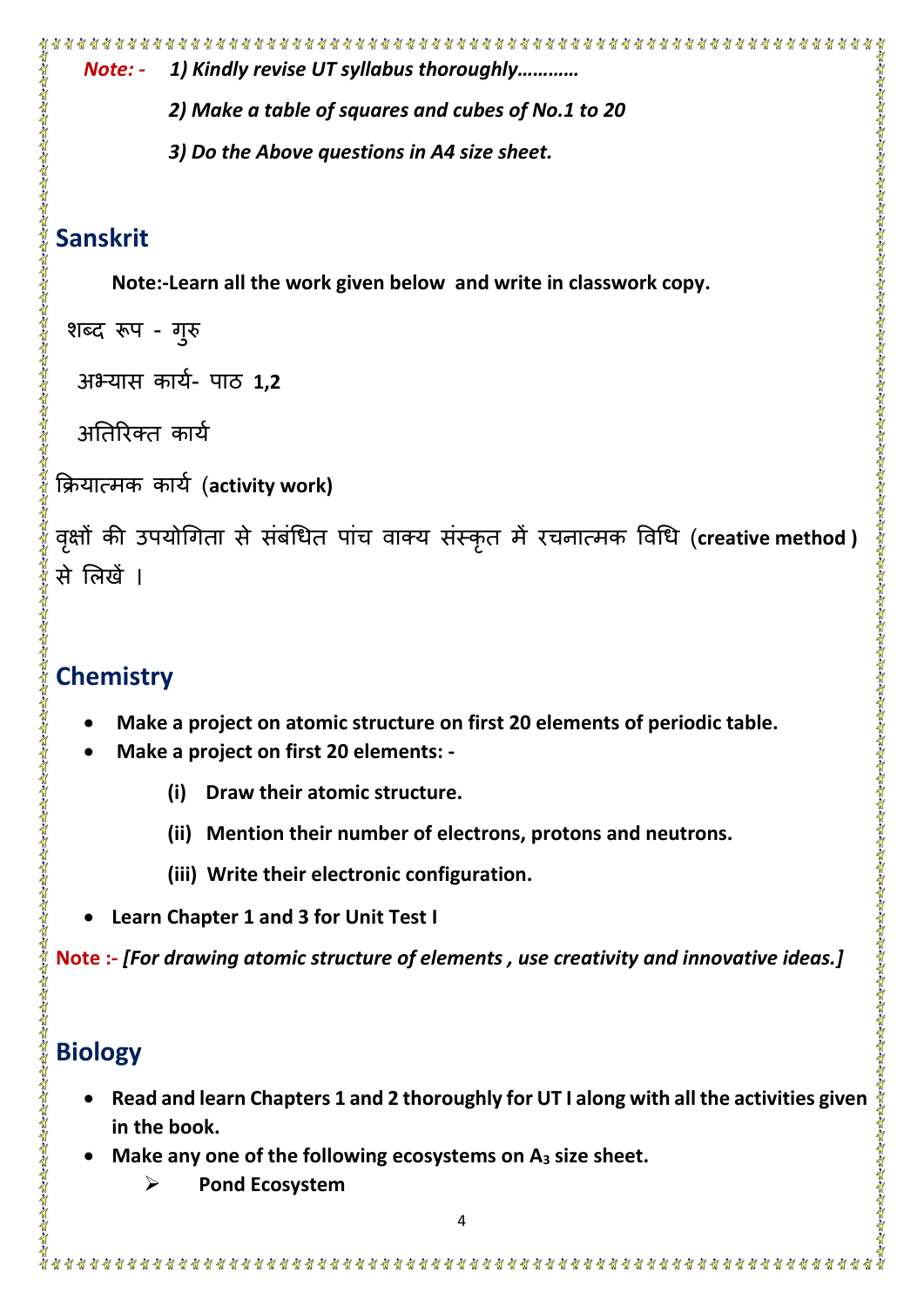***Note: -*** ***1) Kindly revise UT syllabus thoroughly…………***

***2) Make a table of squares and cubes of No.1 to 20***

***3) Do the Above questions in A4 size sheet.***

## Sanskrit

**Note:-Learn all the work given below and write in classwork copy.**

शब्द रूप - गुरु

अभ्यास कार्य- पाठ **1,2**

अतिरिक्त कार्य

क्रियात्मक कार्य (**activity work)**

वृक्षों की उपयोगिता से संबंधित पांच वाक्य संस्कृत में रचनात्मक विधि (**creative method )** से लिखें ।

## Chemistry

- **Make a project on atomic structure on first 20 elements of periodic table.**
- **Make a project on first 20 elements: -**
  - **(i) Draw their atomic structure.**
  - **(ii) Mention their number of electrons, protons and neutrons.**
  - **(iii) Write their electronic configuration.**
- **Learn Chapter 1 and 3 for Unit Test I**

**Note :-** ***[For drawing atomic structure of elements , use creativity and innovative ideas.]***

## Biology

- **Read and learn Chapters 1 and 2 thoroughly for UT I along with all the activities given in the book.**
- **Make any one of the following ecosystems on $A_3$ size sheet.**
  - **Pond Ecosystem**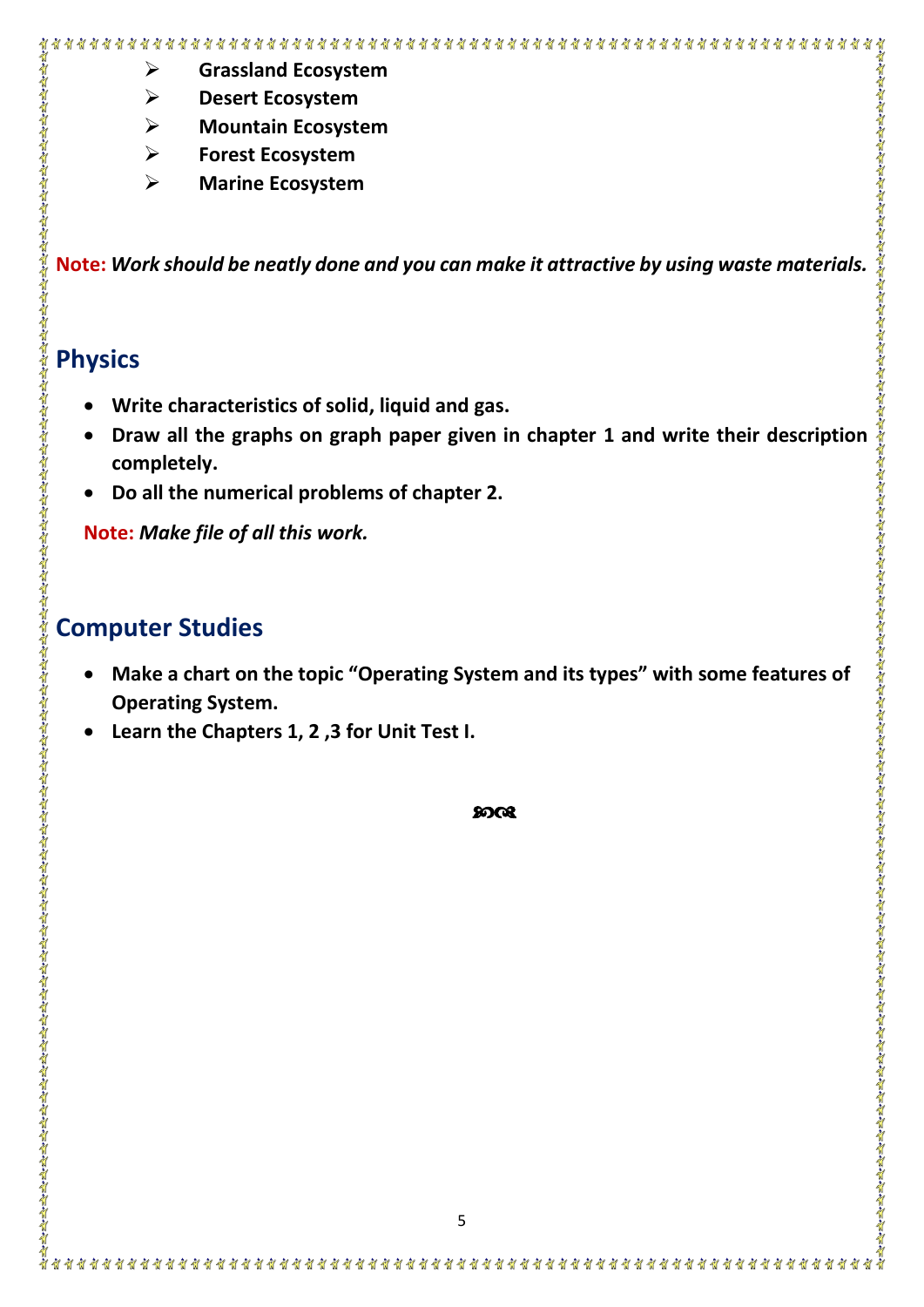- **Grassland Ecosystem**
- **Desert Ecosystem**
- **Mountain Ecosystem**
- **Forest Ecosystem**
- **Marine Ecosystem**

**Note:** ***Work should be neatly done and you can make it attractive by using waste materials.***

## Physics

- **Write characteristics of solid, liquid and gas.**
- **Draw all the graphs on graph paper given in chapter 1 and write their description completely.**
- **Do all the numerical problems of chapter 2.**

**Note:** ***Make file of all this work.***

## Computer Studies

- **Make a chart on the topic "Operating System and its types" with some features of Operating System.**
- **Learn the Chapters 1, 2 ,3 for Unit Test I.**